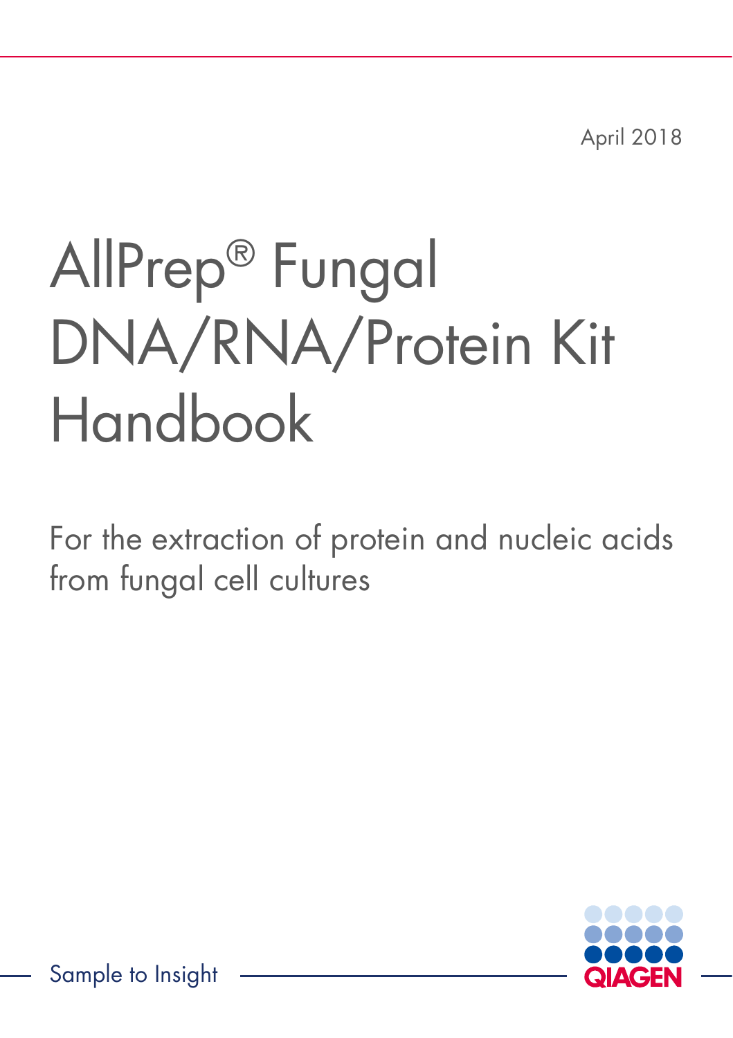April 2018

# AllPrep® Fungal DNA/RNA/Protein Kit Handbook

For the extraction of protein and nucleic acids from fungal cell cultures

Sample to Insight

QIAGEN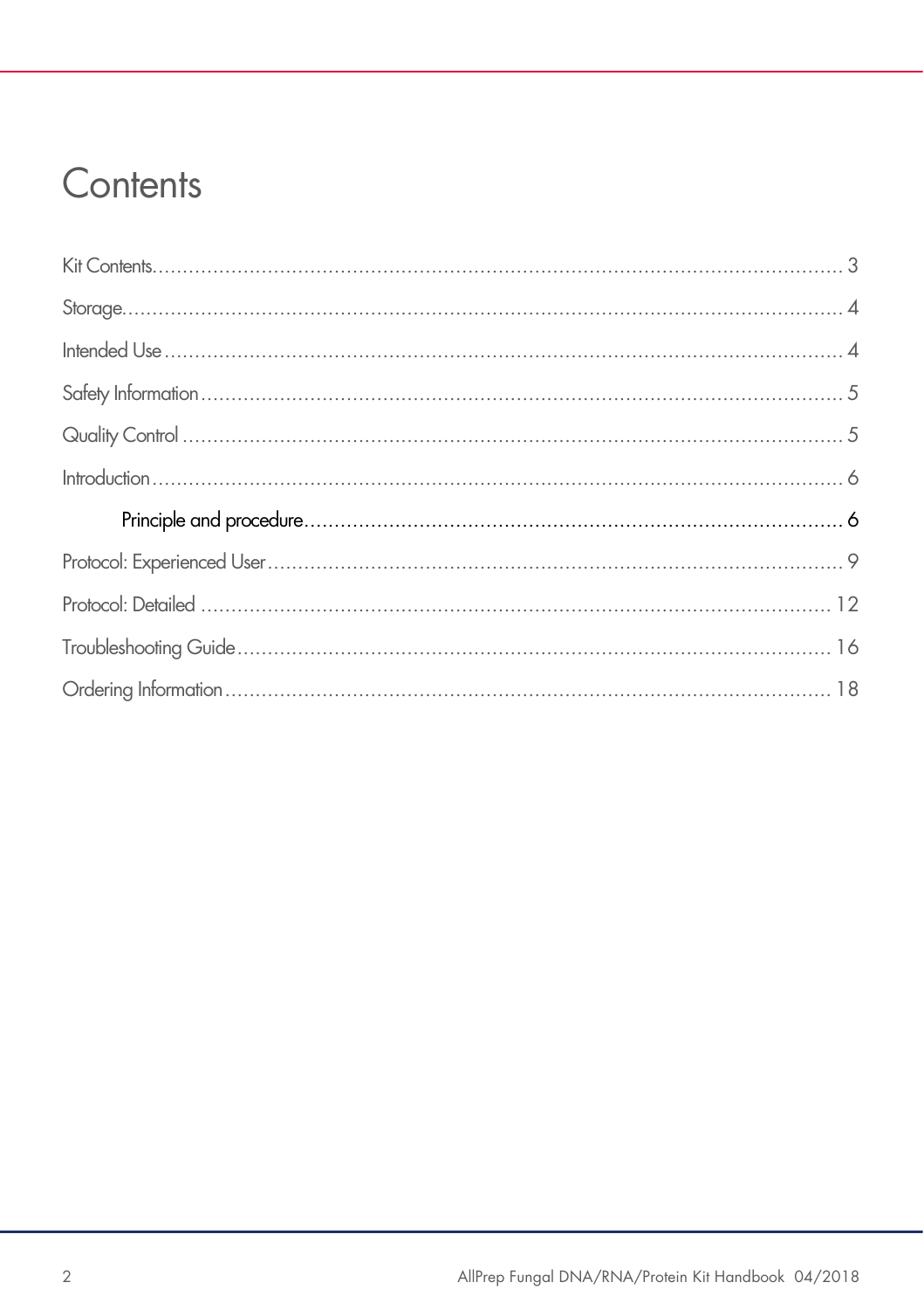# Contents

Kit Contents ........................................................ 3

Storage ........................................................ 4

Intended Use ........................................................ 4

Safety Information ........................................................ 5

Quality Control ........................................................ 5

Introduction ........................................................ 6

  Principle and procedure ........................................................ 6

Protocol: Experienced User ........................................................ 9

Protocol: Detailed ........................................................ 12

Troubleshooting Guide ........................................................ 16

Ordering Information ........................................................ 18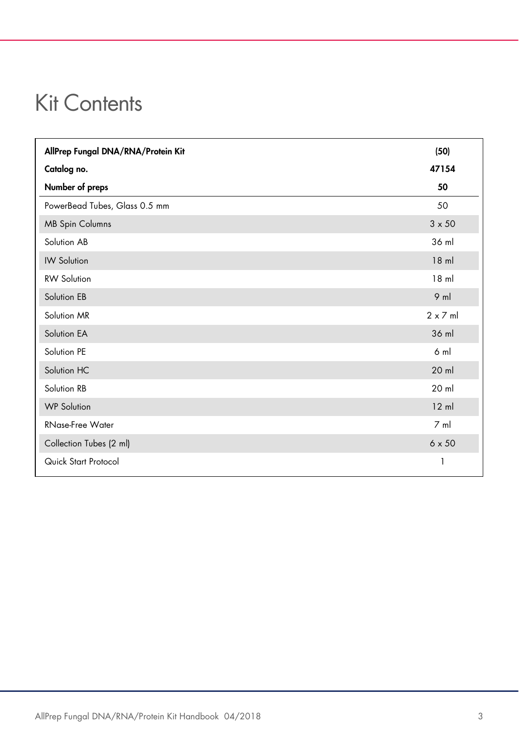# Kit Contents

| AllPrep Fungal DNA/RNA/Protein Kit | (50) |
|---|---|
| **Catalog no.** | **47154** |
| **Number of preps** | **50** |
| PowerBead Tubes, Glass 0.5 mm | 50 |
| MB Spin Columns | 3 x 50 |
| Solution AB | 36 ml |
| IW Solution | 18 ml |
| RW Solution | 18 ml |
| Solution EB | 9 ml |
| Solution MR | 2 x 7 ml |
| Solution EA | 36 ml |
| Solution PE | 6 ml |
| Solution HC | 20 ml |
| Solution RB | 20 ml |
| WP Solution | 12 ml |
| RNase-Free Water | 7 ml |
| Collection Tubes (2 ml) | 6 x 50 |
| Quick Start Protocol | 1 |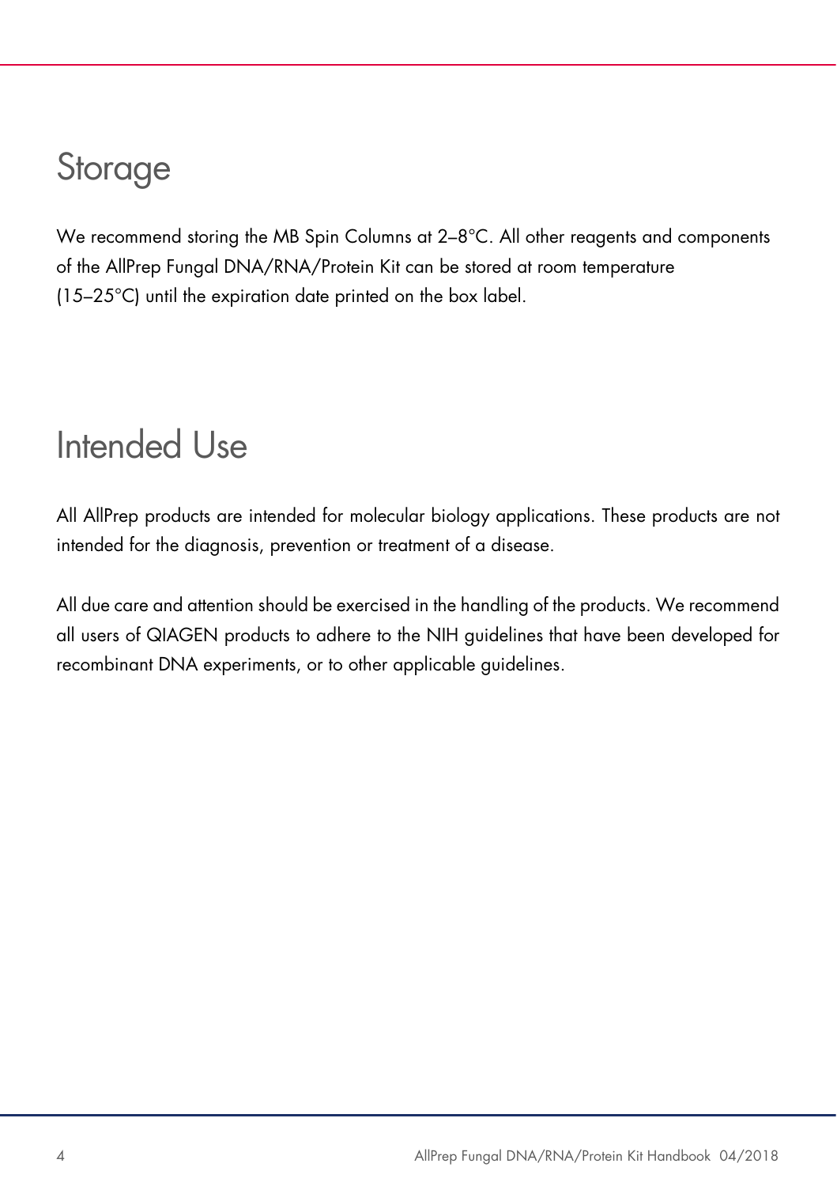# Storage

We recommend storing the MB Spin Columns at 2–8°C. All other reagents and components of the AllPrep Fungal DNA/RNA/Protein Kit can be stored at room temperature (15–25°C) until the expiration date printed on the box label.

# Intended Use

All AllPrep products are intended for molecular biology applications. These products are not intended for the diagnosis, prevention or treatment of a disease.

All due care and attention should be exercised in the handling of the products. We recommend all users of QIAGEN products to adhere to the NIH guidelines that have been developed for recombinant DNA experiments, or to other applicable guidelines.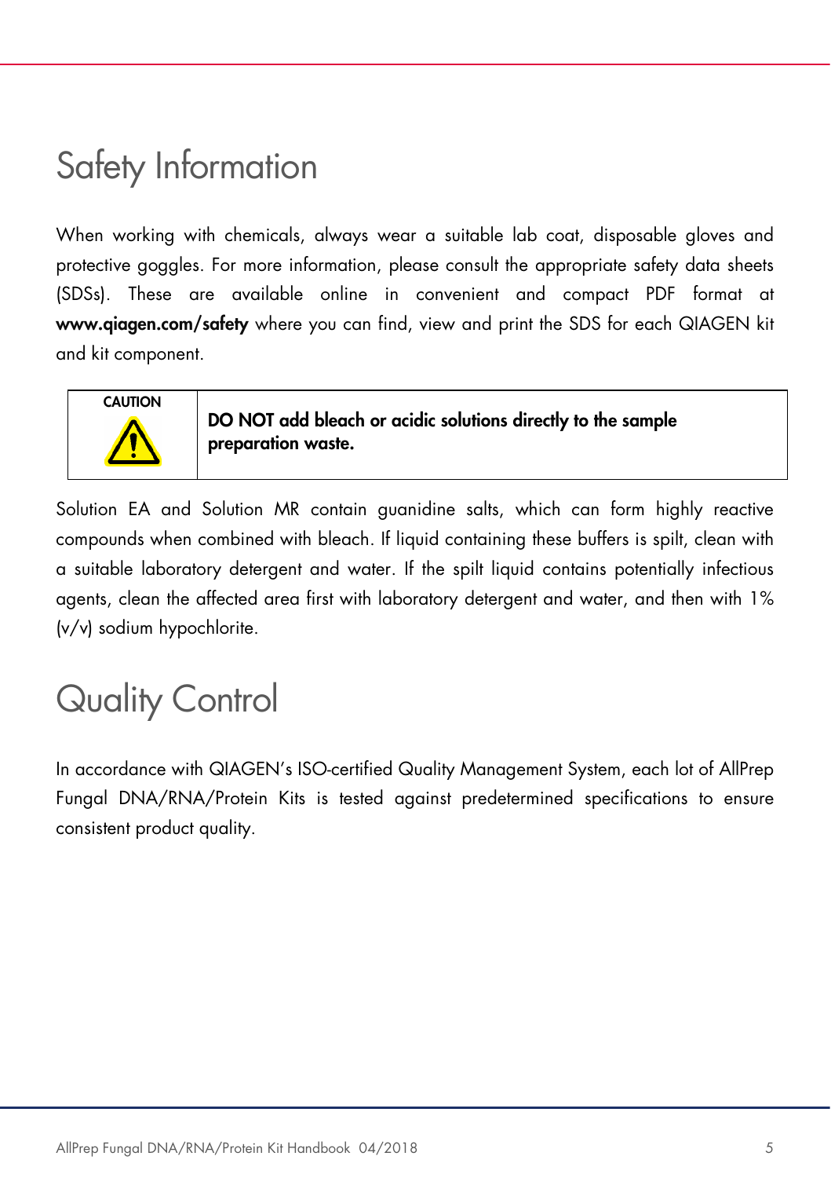# Safety Information

When working with chemicals, always wear a suitable lab coat, disposable gloves and protective goggles. For more information, please consult the appropriate safety data sheets (SDSs). These are available online in convenient and compact PDF format at **www.qiagen.com/safety** where you can find, view and print the SDS for each QIAGEN kit and kit component.

| CAUTION | **DO NOT add bleach or acidic solutions directly to the sample preparation waste.** |
|---|---|

Solution EA and Solution MR contain guanidine salts, which can form highly reactive compounds when combined with bleach. If liquid containing these buffers is spilt, clean with a suitable laboratory detergent and water. If the spilt liquid contains potentially infectious agents, clean the affected area first with laboratory detergent and water, and then with 1% (v/v) sodium hypochlorite.

# Quality Control

In accordance with QIAGEN's ISO-certified Quality Management System, each lot of AllPrep Fungal DNA/RNA/Protein Kits is tested against predetermined specifications to ensure consistent product quality.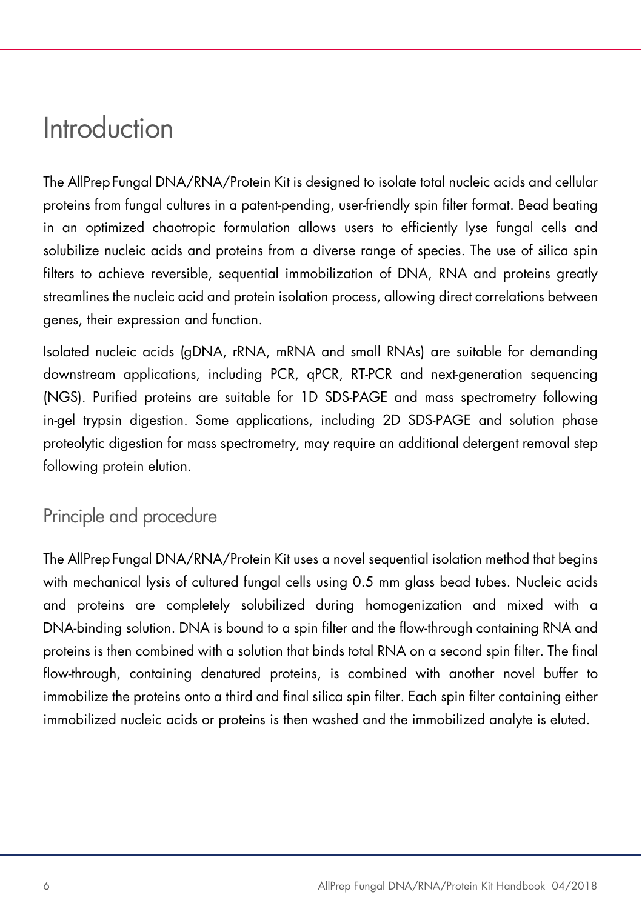# Introduction

The AllPrep Fungal DNA/RNA/Protein Kit is designed to isolate total nucleic acids and cellular proteins from fungal cultures in a patent-pending, user-friendly spin filter format. Bead beating in an optimized chaotropic formulation allows users to efficiently lyse fungal cells and solubilize nucleic acids and proteins from a diverse range of species. The use of silica spin filters to achieve reversible, sequential immobilization of DNA, RNA and proteins greatly streamlines the nucleic acid and protein isolation process, allowing direct correlations between genes, their expression and function.

Isolated nucleic acids (gDNA, rRNA, mRNA and small RNAs) are suitable for demanding downstream applications, including PCR, qPCR, RT-PCR and next-generation sequencing (NGS). Purified proteins are suitable for 1D SDS-PAGE and mass spectrometry following in-gel trypsin digestion. Some applications, including 2D SDS-PAGE and solution phase proteolytic digestion for mass spectrometry, may require an additional detergent removal step following protein elution.

## Principle and procedure

The AllPrep Fungal DNA/RNA/Protein Kit uses a novel sequential isolation method that begins with mechanical lysis of cultured fungal cells using 0.5 mm glass bead tubes. Nucleic acids and proteins are completely solubilized during homogenization and mixed with a DNA-binding solution. DNA is bound to a spin filter and the flow-through containing RNA and proteins is then combined with a solution that binds total RNA on a second spin filter. The final flow-through, containing denatured proteins, is combined with another novel buffer to immobilize the proteins onto a third and final silica spin filter. Each spin filter containing either immobilized nucleic acids or proteins is then washed and the immobilized analyte is eluted.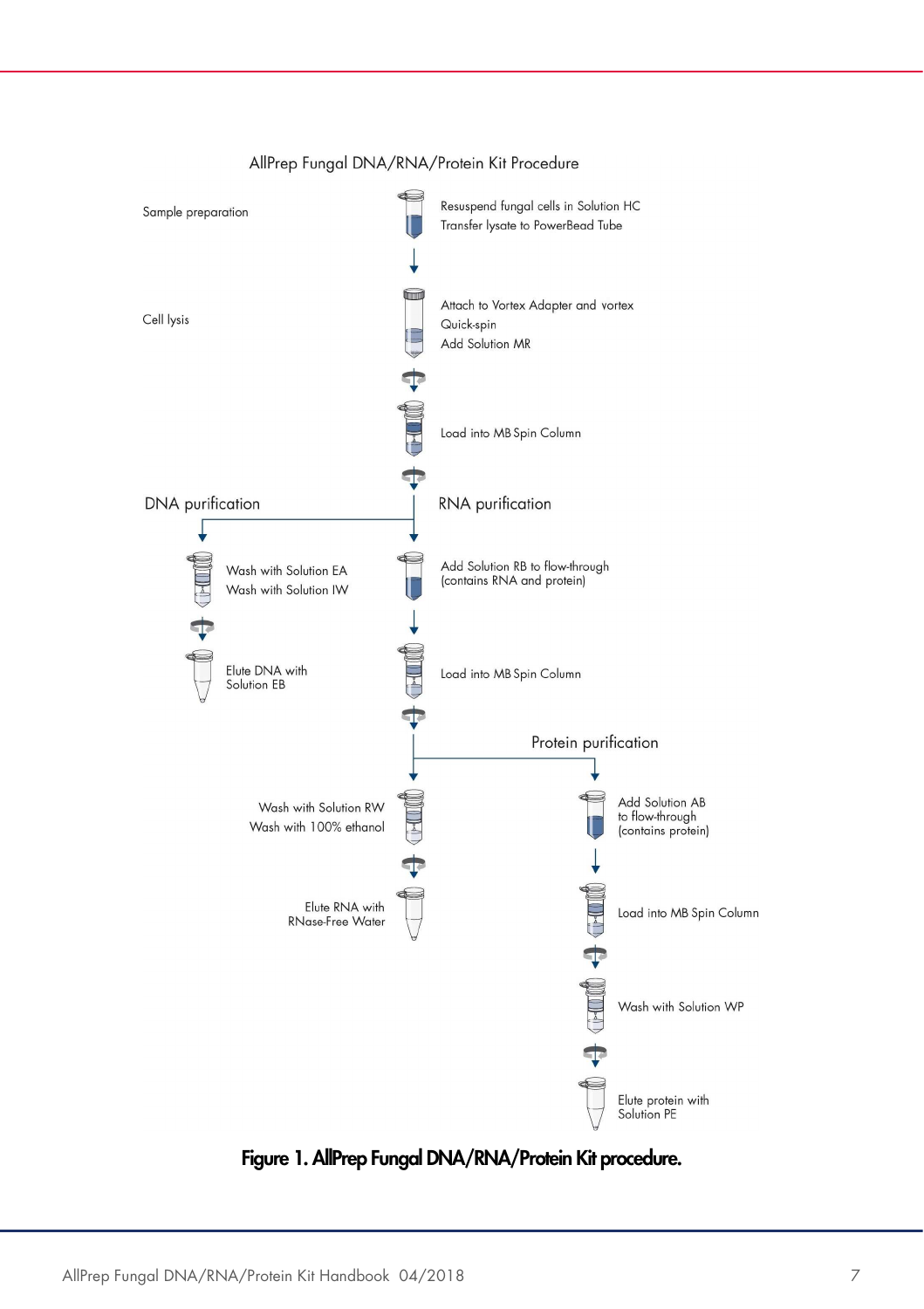AllPrep Fungal DNA/RNA/Protein Kit Procedure

**Sample preparation**

- Resuspend fungal cells in Solution HC
- Transfer lysate to PowerBead Tube

**Cell lysis**

- Attach to Vortex Adapter and vortex
- Quick-spin
- Add Solution MR
- Load into MB Spin Column

**DNA purification**

- Wash with Solution EA
- Wash with Solution IW
- Elute DNA with Solution EB

**RNA purification**

- Add Solution RB to flow-through (contains RNA and protein)
- Load into MB Spin Column
- Wash with Solution RW
- Wash with 100% ethanol
- Elute RNA with RNase-Free Water

**Protein purification**

- Add Solution AB to flow-through (contains protein)
- Load into MB Spin Column
- Wash with Solution WP
- Elute protein with Solution PE

**Figure 1. AllPrep Fungal DNA/RNA/Protein Kit procedure.**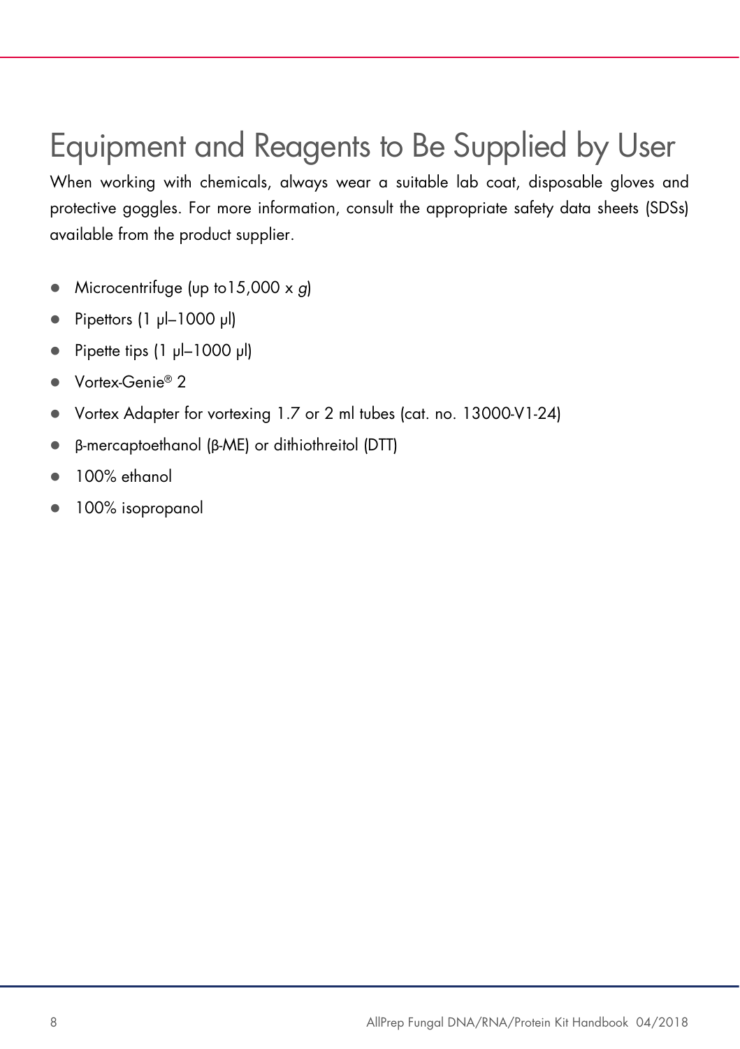# Equipment and Reagents to Be Supplied by User

When working with chemicals, always wear a suitable lab coat, disposable gloves and protective goggles. For more information, consult the appropriate safety data sheets (SDSs) available from the product supplier.

- Microcentrifuge (up to15,000 x *g*)
- Pipettors (1 µl–1000 µl)
- Pipette tips (1 µl–1000 µl)
- Vortex-Genie® 2
- Vortex Adapter for vortexing 1.7 or 2 ml tubes (cat. no. 13000-V1-24)
- β-mercaptoethanol (β-ME) or dithiothreitol (DTT)
- 100% ethanol
- 100% isopropanol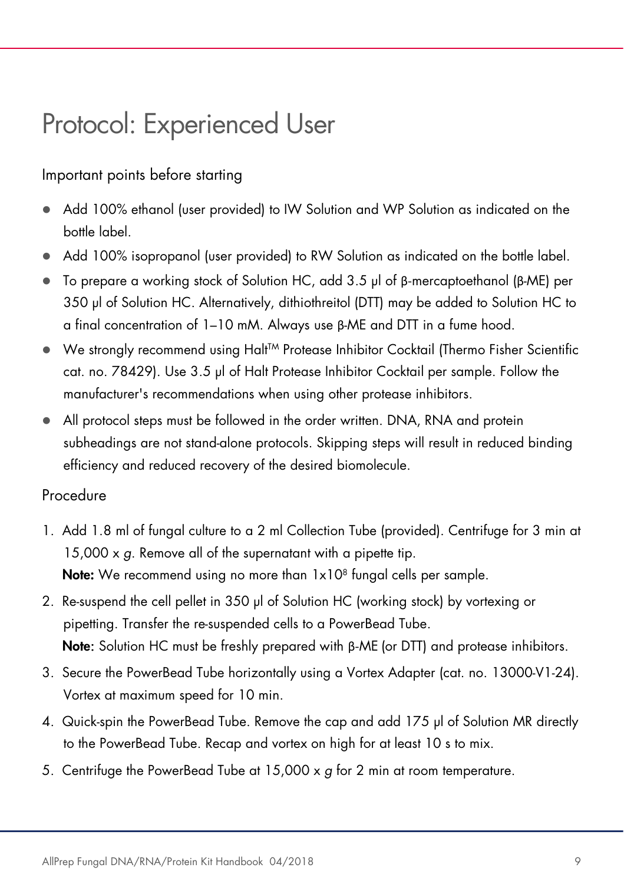# Protocol: Experienced User

## Important points before starting

- Add 100% ethanol (user provided) to IW Solution and WP Solution as indicated on the bottle label.
- Add 100% isopropanol (user provided) to RW Solution as indicated on the bottle label.
- To prepare a working stock of Solution HC, add 3.5 µl of β-mercaptoethanol (β-ME) per 350 µl of Solution HC. Alternatively, dithiothreitol (DTT) may be added to Solution HC to a final concentration of 1–10 mM. Always use β-ME and DTT in a fume hood.
- We strongly recommend using Halt™ Protease Inhibitor Cocktail (Thermo Fisher Scientific cat. no. 78429). Use 3.5 µl of Halt Protease Inhibitor Cocktail per sample. Follow the manufacturer's recommendations when using other protease inhibitors.
- All protocol steps must be followed in the order written. DNA, RNA and protein subheadings are not stand-alone protocols. Skipping steps will result in reduced binding efficiency and reduced recovery of the desired biomolecule.

## Procedure

1. Add 1.8 ml of fungal culture to a 2 ml Collection Tube (provided). Centrifuge for 3 min at 15,000 x *g*. Remove all of the supernatant with a pipette tip.
   **Note:** We recommend using no more than $1 \times 10^8$ fungal cells per sample.
2. Re-suspend the cell pellet in 350 µl of Solution HC (working stock) by vortexing or pipetting. Transfer the re-suspended cells to a PowerBead Tube.
   **Note:** Solution HC must be freshly prepared with β-ME (or DTT) and protease inhibitors.
3. Secure the PowerBead Tube horizontally using a Vortex Adapter (cat. no. 13000-V1-24). Vortex at maximum speed for 10 min.
4. Quick-spin the PowerBead Tube. Remove the cap and add 175 µl of Solution MR directly to the PowerBead Tube. Recap and vortex on high for at least 10 s to mix.
5. Centrifuge the PowerBead Tube at 15,000 x *g* for 2 min at room temperature.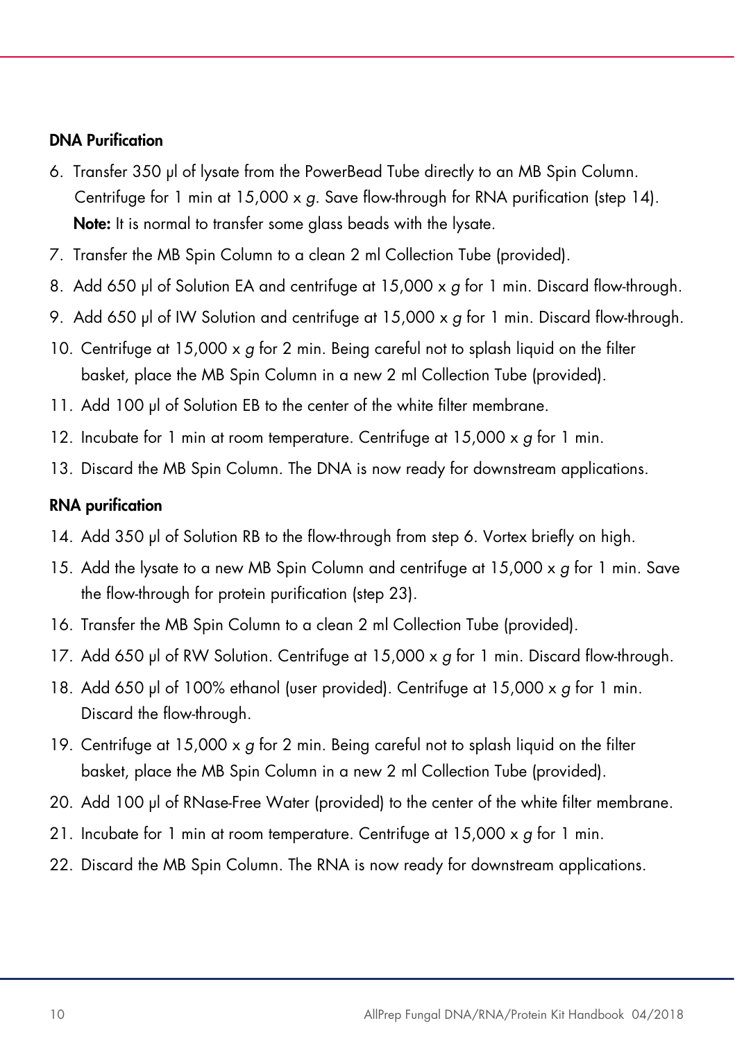### DNA Purification

6. Transfer 350 µl of lysate from the PowerBead Tube directly to an MB Spin Column. Centrifuge for 1 min at 15,000 x *g*. Save flow-through for RNA purification (step 14).
   **Note:** It is normal to transfer some glass beads with the lysate.
7. Transfer the MB Spin Column to a clean 2 ml Collection Tube (provided).
8. Add 650 µl of Solution EA and centrifuge at 15,000 x *g* for 1 min. Discard flow-through.
9. Add 650 µl of IW Solution and centrifuge at 15,000 x *g* for 1 min. Discard flow-through.
10. Centrifuge at 15,000 x *g* for 2 min. Being careful not to splash liquid on the filter basket, place the MB Spin Column in a new 2 ml Collection Tube (provided).
11. Add 100 µl of Solution EB to the center of the white filter membrane.
12. Incubate for 1 min at room temperature. Centrifuge at 15,000 x *g* for 1 min.
13. Discard the MB Spin Column. The DNA is now ready for downstream applications.

### RNA purification

14. Add 350 µl of Solution RB to the flow-through from step 6. Vortex briefly on high.
15. Add the lysate to a new MB Spin Column and centrifuge at 15,000 x *g* for 1 min. Save the flow-through for protein purification (step 23).
16. Transfer the MB Spin Column to a clean 2 ml Collection Tube (provided).
17. Add 650 µl of RW Solution. Centrifuge at 15,000 x *g* for 1 min. Discard flow-through.
18. Add 650 µl of 100% ethanol (user provided). Centrifuge at 15,000 x *g* for 1 min. Discard the flow-through.
19. Centrifuge at 15,000 x *g* for 2 min. Being careful not to splash liquid on the filter basket, place the MB Spin Column in a new 2 ml Collection Tube (provided).
20. Add 100 µl of RNase-Free Water (provided) to the center of the white filter membrane.
21. Incubate for 1 min at room temperature. Centrifuge at 15,000 x *g* for 1 min.
22. Discard the MB Spin Column. The RNA is now ready for downstream applications.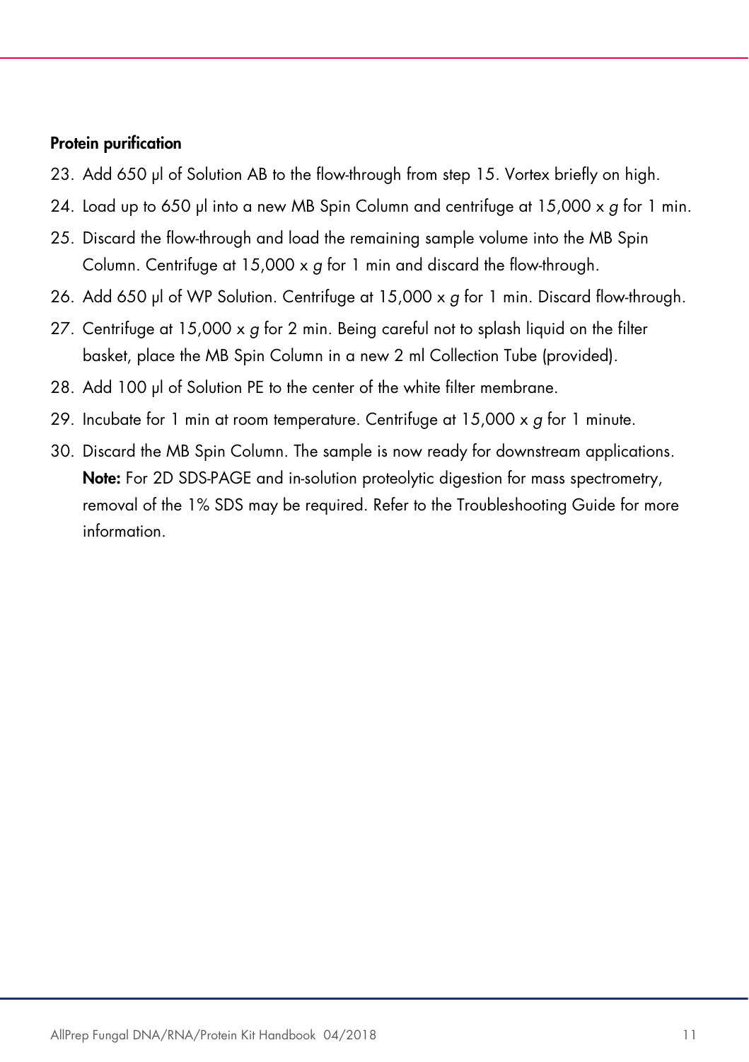**Protein purification**

23. Add 650 µl of Solution AB to the flow-through from step 15. Vortex briefly on high.
24. Load up to 650 µl into a new MB Spin Column and centrifuge at 15,000 x *g* for 1 min.
25. Discard the flow-through and load the remaining sample volume into the MB Spin Column. Centrifuge at 15,000 x *g* for 1 min and discard the flow-through.
26. Add 650 µl of WP Solution. Centrifuge at 15,000 x *g* for 1 min. Discard flow-through.
27. Centrifuge at 15,000 x *g* for 2 min. Being careful not to splash liquid on the filter basket, place the MB Spin Column in a new 2 ml Collection Tube (provided).
28. Add 100 µl of Solution PE to the center of the white filter membrane.
29. Incubate for 1 min at room temperature. Centrifuge at 15,000 x *g* for 1 minute.
30. Discard the MB Spin Column. The sample is now ready for downstream applications.
    **Note:** For 2D SDS-PAGE and in-solution proteolytic digestion for mass spectrometry, removal of the 1% SDS may be required. Refer to the Troubleshooting Guide for more information.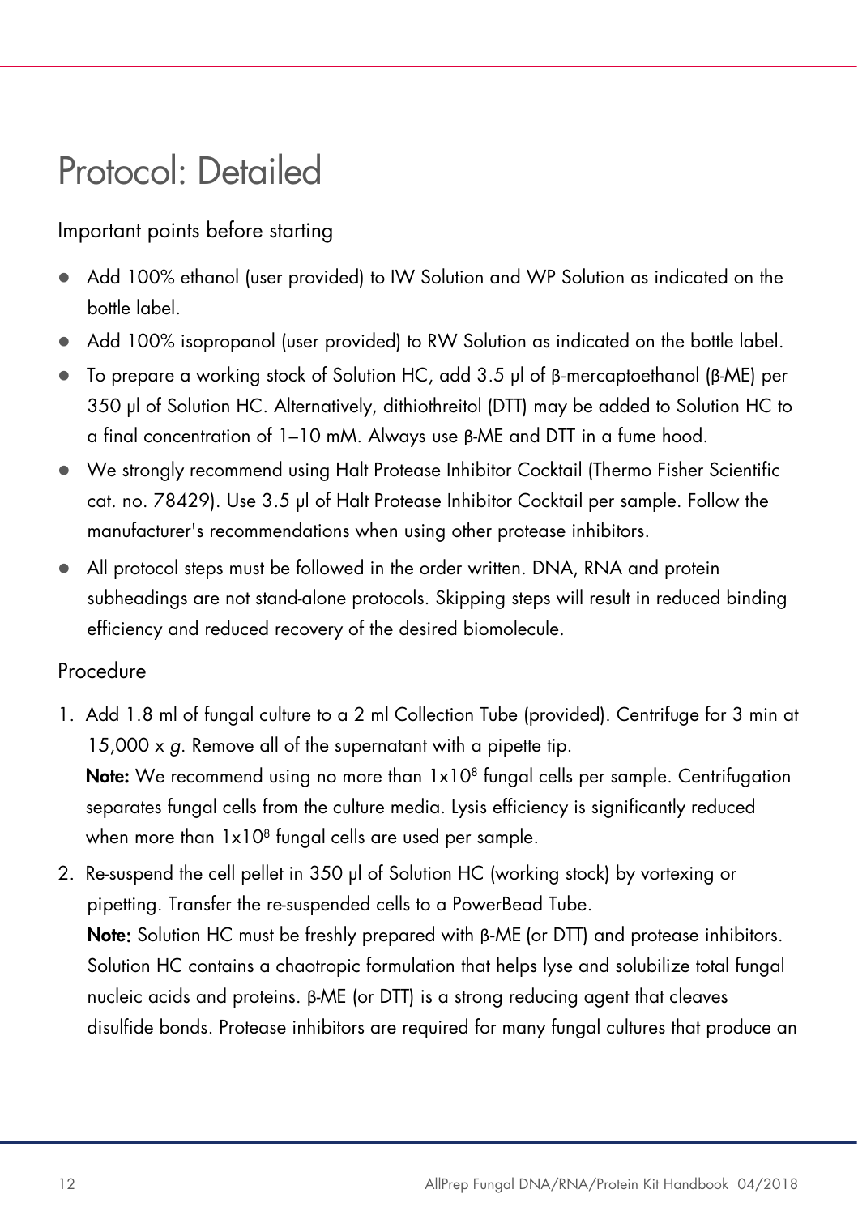# Protocol: Detailed

## Important points before starting

- Add 100% ethanol (user provided) to IW Solution and WP Solution as indicated on the bottle label.
- Add 100% isopropanol (user provided) to RW Solution as indicated on the bottle label.
- To prepare a working stock of Solution HC, add 3.5 µl of β-mercaptoethanol (β-ME) per 350 µl of Solution HC. Alternatively, dithiothreitol (DTT) may be added to Solution HC to a final concentration of 1–10 mM. Always use β-ME and DTT in a fume hood.
- We strongly recommend using Halt Protease Inhibitor Cocktail (Thermo Fisher Scientific cat. no. 78429). Use 3.5 µl of Halt Protease Inhibitor Cocktail per sample. Follow the manufacturer's recommendations when using other protease inhibitors.
- All protocol steps must be followed in the order written. DNA, RNA and protein subheadings are not stand-alone protocols. Skipping steps will result in reduced binding efficiency and reduced recovery of the desired biomolecule.

## Procedure

1. Add 1.8 ml of fungal culture to a 2 ml Collection Tube (provided). Centrifuge for 3 min at 15,000 x *g*. Remove all of the supernatant with a pipette tip.
   **Note:** We recommend using no more than $1 \times 10^8$ fungal cells per sample. Centrifugation separates fungal cells from the culture media. Lysis efficiency is significantly reduced when more than $1 \times 10^8$ fungal cells are used per sample.
2. Re-suspend the cell pellet in 350 µl of Solution HC (working stock) by vortexing or pipetting. Transfer the re-suspended cells to a PowerBead Tube.
   **Note:** Solution HC must be freshly prepared with β-ME (or DTT) and protease inhibitors. Solution HC contains a chaotropic formulation that helps lyse and solubilize total fungal nucleic acids and proteins. β-ME (or DTT) is a strong reducing agent that cleaves disulfide bonds. Protease inhibitors are required for many fungal cultures that produce an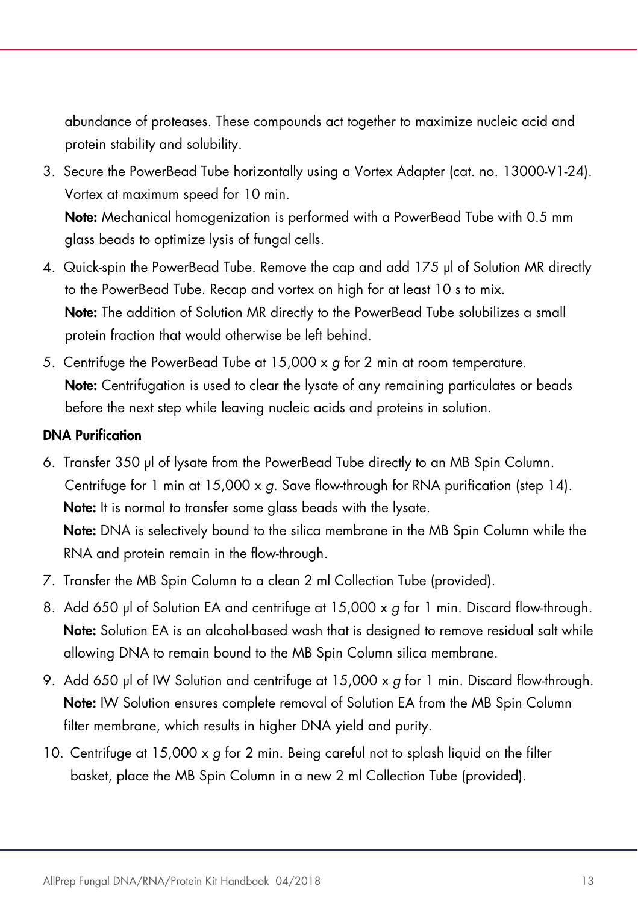abundance of proteases. These compounds act together to maximize nucleic acid and protein stability and solubility.

3. Secure the PowerBead Tube horizontally using a Vortex Adapter (cat. no. 13000-V1-24). Vortex at maximum speed for 10 min.
   **Note:** Mechanical homogenization is performed with a PowerBead Tube with 0.5 mm glass beads to optimize lysis of fungal cells.
4. Quick-spin the PowerBead Tube. Remove the cap and add 175 µl of Solution MR directly to the PowerBead Tube. Recap and vortex on high for at least 10 s to mix.
   **Note:** The addition of Solution MR directly to the PowerBead Tube solubilizes a small protein fraction that would otherwise be left behind.
5. Centrifuge the PowerBead Tube at 15,000 x *g* for 2 min at room temperature.
   **Note:** Centrifugation is used to clear the lysate of any remaining particulates or beads before the next step while leaving nucleic acids and proteins in solution.

**DNA Purification**

6. Transfer 350 µl of lysate from the PowerBead Tube directly to an MB Spin Column. Centrifuge for 1 min at 15,000 x *g*. Save flow-through for RNA purification (step 14).
   **Note:** It is normal to transfer some glass beads with the lysate.
   **Note:** DNA is selectively bound to the silica membrane in the MB Spin Column while the RNA and protein remain in the flow-through.
7. Transfer the MB Spin Column to a clean 2 ml Collection Tube (provided).
8. Add 650 µl of Solution EA and centrifuge at 15,000 x *g* for 1 min. Discard flow-through.
   **Note:** Solution EA is an alcohol-based wash that is designed to remove residual salt while allowing DNA to remain bound to the MB Spin Column silica membrane.
9. Add 650 µl of IW Solution and centrifuge at 15,000 x *g* for 1 min. Discard flow-through.
   **Note:** IW Solution ensures complete removal of Solution EA from the MB Spin Column filter membrane, which results in higher DNA yield and purity.
10. Centrifuge at 15,000 x *g* for 2 min. Being careful not to splash liquid on the filter basket, place the MB Spin Column in a new 2 ml Collection Tube (provided).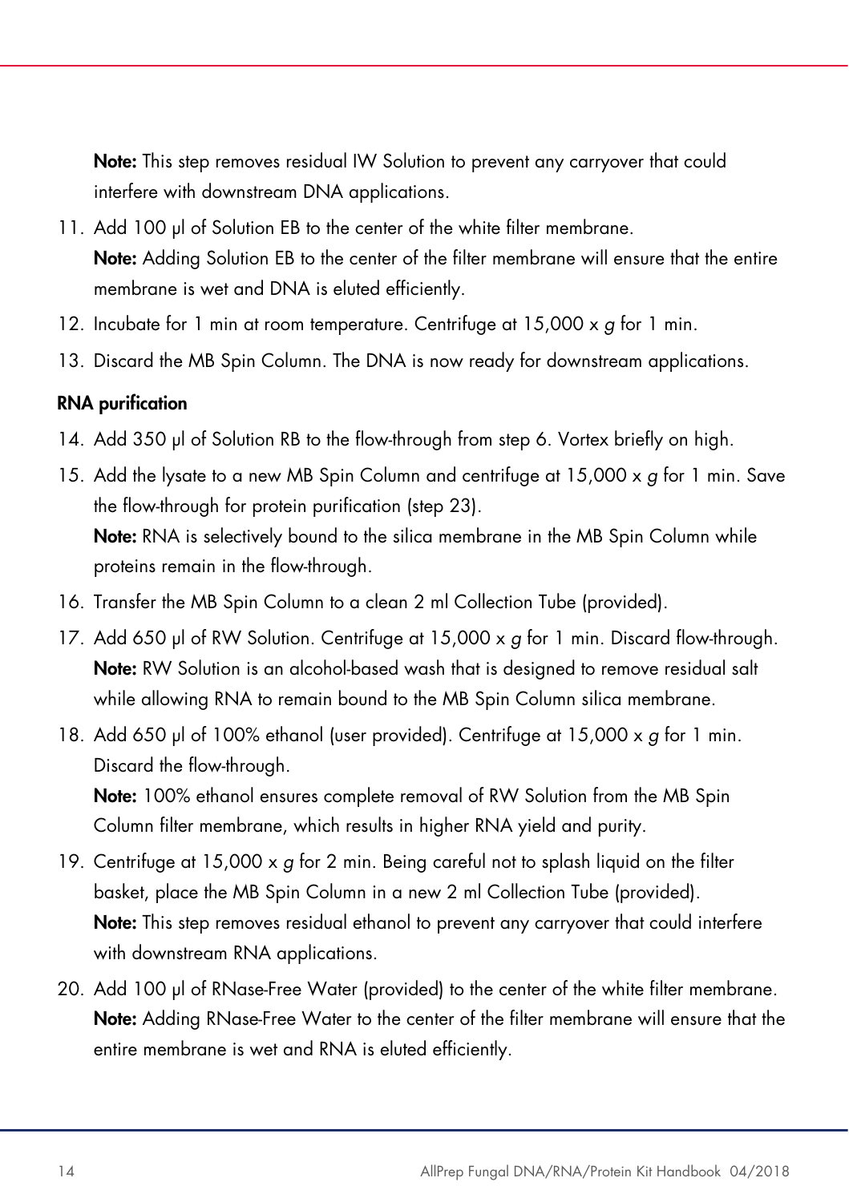**Note:** This step removes residual IW Solution to prevent any carryover that could interfere with downstream DNA applications.

11. Add 100 µl of Solution EB to the center of the white filter membrane.
    **Note:** Adding Solution EB to the center of the filter membrane will ensure that the entire membrane is wet and DNA is eluted efficiently.
12. Incubate for 1 min at room temperature. Centrifuge at 15,000 x *g* for 1 min.
13. Discard the MB Spin Column. The DNA is now ready for downstream applications.

**RNA purification**

14. Add 350 µl of Solution RB to the flow-through from step 6. Vortex briefly on high.
15. Add the lysate to a new MB Spin Column and centrifuge at 15,000 x *g* for 1 min. Save the flow-through for protein purification (step 23).
    **Note:** RNA is selectively bound to the silica membrane in the MB Spin Column while proteins remain in the flow-through.
16. Transfer the MB Spin Column to a clean 2 ml Collection Tube (provided).
17. Add 650 µl of RW Solution. Centrifuge at 15,000 x *g* for 1 min. Discard flow-through.
    **Note:** RW Solution is an alcohol-based wash that is designed to remove residual salt while allowing RNA to remain bound to the MB Spin Column silica membrane.
18. Add 650 µl of 100% ethanol (user provided). Centrifuge at 15,000 x *g* for 1 min. Discard the flow-through.
    **Note:** 100% ethanol ensures complete removal of RW Solution from the MB Spin Column filter membrane, which results in higher RNA yield and purity.
19. Centrifuge at 15,000 x *g* for 2 min. Being careful not to splash liquid on the filter basket, place the MB Spin Column in a new 2 ml Collection Tube (provided).
    **Note:** This step removes residual ethanol to prevent any carryover that could interfere with downstream RNA applications.
20. Add 100 µl of RNase-Free Water (provided) to the center of the white filter membrane.
    **Note:** Adding RNase-Free Water to the center of the filter membrane will ensure that the entire membrane is wet and RNA is eluted efficiently.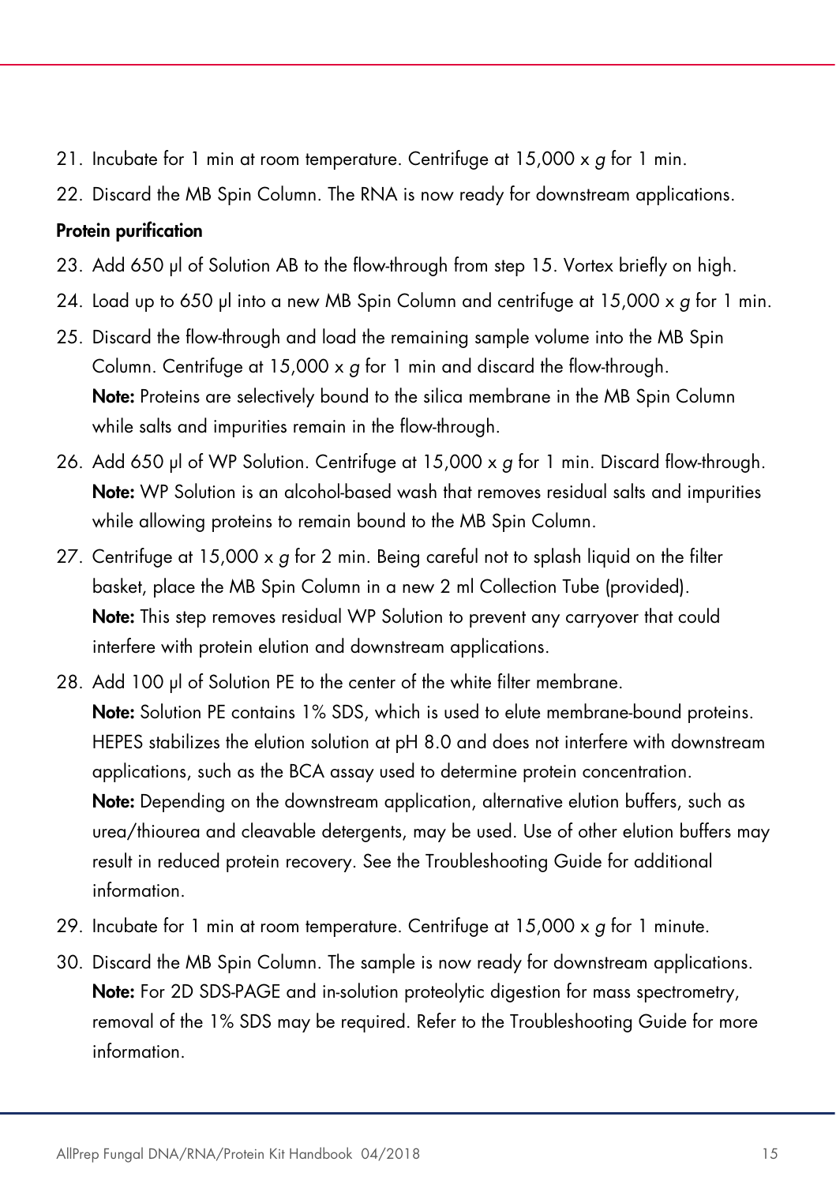21. Incubate for 1 min at room temperature. Centrifuge at 15,000 x *g* for 1 min.
22. Discard the MB Spin Column. The RNA is now ready for downstream applications.

**Protein purification**

23. Add 650 µl of Solution AB to the flow-through from step 15. Vortex briefly on high.
24. Load up to 650 µl into a new MB Spin Column and centrifuge at 15,000 x *g* for 1 min.
25. Discard the flow-through and load the remaining sample volume into the MB Spin Column. Centrifuge at 15,000 x *g* for 1 min and discard the flow-through.
    **Note:** Proteins are selectively bound to the silica membrane in the MB Spin Column while salts and impurities remain in the flow-through.
26. Add 650 µl of WP Solution. Centrifuge at 15,000 x *g* for 1 min. Discard flow-through.
    **Note:** WP Solution is an alcohol-based wash that removes residual salts and impurities while allowing proteins to remain bound to the MB Spin Column.
27. Centrifuge at 15,000 x *g* for 2 min. Being careful not to splash liquid on the filter basket, place the MB Spin Column in a new 2 ml Collection Tube (provided).
    **Note:** This step removes residual WP Solution to prevent any carryover that could interfere with protein elution and downstream applications.
28. Add 100 µl of Solution PE to the center of the white filter membrane.
    **Note:** Solution PE contains 1% SDS, which is used to elute membrane-bound proteins. HEPES stabilizes the elution solution at pH 8.0 and does not interfere with downstream applications, such as the BCA assay used to determine protein concentration.
    **Note:** Depending on the downstream application, alternative elution buffers, such as urea/thiourea and cleavable detergents, may be used. Use of other elution buffers may result in reduced protein recovery. See the Troubleshooting Guide for additional information.
29. Incubate for 1 min at room temperature. Centrifuge at 15,000 x *g* for 1 minute.
30. Discard the MB Spin Column. The sample is now ready for downstream applications.
    **Note:** For 2D SDS-PAGE and in-solution proteolytic digestion for mass spectrometry, removal of the 1% SDS may be required. Refer to the Troubleshooting Guide for more information.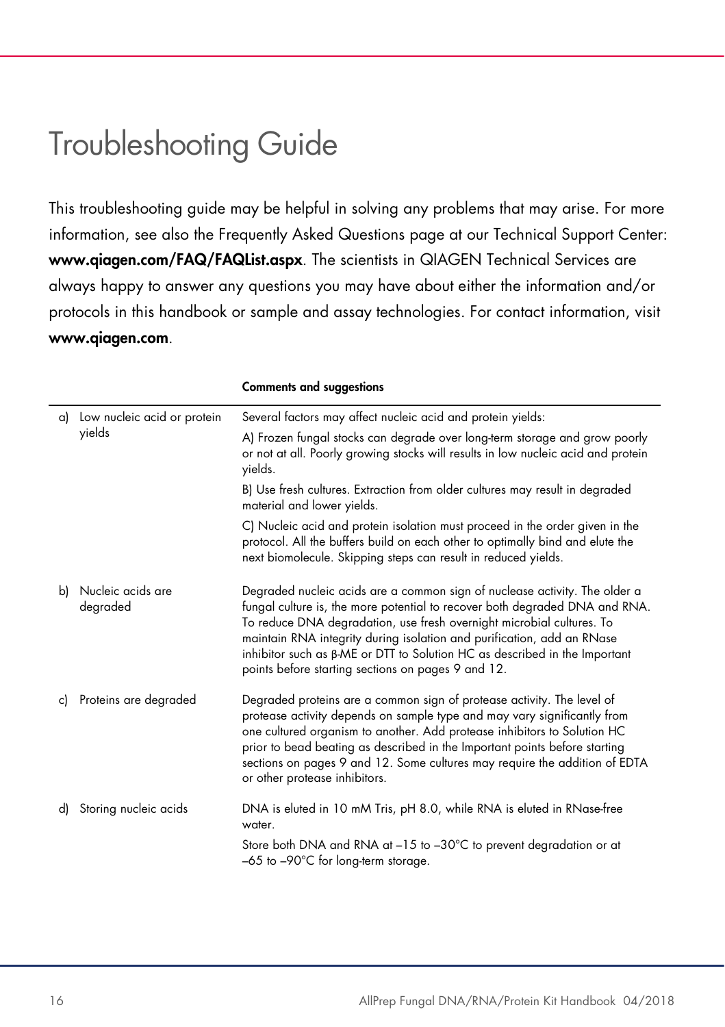# Troubleshooting Guide

This troubleshooting guide may be helpful in solving any problems that may arise. For more information, see also the Frequently Asked Questions page at our Technical Support Center: **www.qiagen.com/FAQ/FAQList.aspx**. The scientists in QIAGEN Technical Services are always happy to answer any questions you may have about either the information and/or protocols in this handbook or sample and assay technologies. For contact information, visit **www.qiagen.com**.

| | **Comments and suggestions** |
|---|---|
| a) Low nucleic acid or protein yields | Several factors may affect nucleic acid and protein yields:<br>A) Frozen fungal stocks can degrade over long-term storage and grow poorly or not at all. Poorly growing stocks will results in low nucleic acid and protein yields.<br>B) Use fresh cultures. Extraction from older cultures may result in degraded material and lower yields.<br>C) Nucleic acid and protein isolation must proceed in the order given in the protocol. All the buffers build on each other to optimally bind and elute the next biomolecule. Skipping steps can result in reduced yields. |
| b) Nucleic acids are degraded | Degraded nucleic acids are a common sign of nuclease activity. The older a fungal culture is, the more potential to recover both degraded DNA and RNA. To reduce DNA degradation, use fresh overnight microbial cultures. To maintain RNA integrity during isolation and purification, add an RNase inhibitor such as β-ME or DTT to Solution HC as described in the Important points before starting sections on pages 9 and 12. |
| c) Proteins are degraded | Degraded proteins are a common sign of protease activity. The level of protease activity depends on sample type and may vary significantly from one cultured organism to another. Add protease inhibitors to Solution HC prior to bead beating as described in the Important points before starting sections on pages 9 and 12. Some cultures may require the addition of EDTA or other protease inhibitors. |
| d) Storing nucleic acids | DNA is eluted in 10 mM Tris, pH 8.0, while RNA is eluted in RNase-free water.<br>Store both DNA and RNA at –15 to –30°C to prevent degradation or at –65 to –90°C for long-term storage. |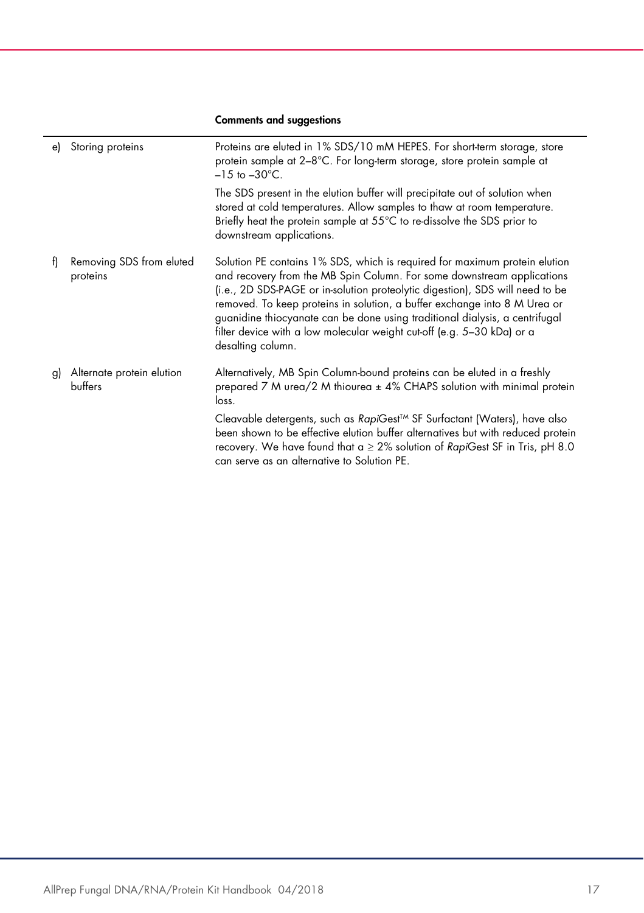| | Comments and suggestions |
|---|---|
| e) Storing proteins | Proteins are eluted in 1% SDS/10 mM HEPES. For short-term storage, store protein sample at 2–8°C. For long-term storage, store protein sample at –15 to –30°C.<br><br>The SDS present in the elution buffer will precipitate out of solution when stored at cold temperatures. Allow samples to thaw at room temperature. Briefly heat the protein sample at 55°C to re-dissolve the SDS prior to downstream applications. |
| f) Removing SDS from eluted proteins | Solution PE contains 1% SDS, which is required for maximum protein elution and recovery from the MB Spin Column. For some downstream applications (i.e., 2D SDS-PAGE or in-solution proteolytic digestion), SDS will need to be removed. To keep proteins in solution, a buffer exchange into 8 M Urea or guanidine thiocyanate can be done using traditional dialysis, a centrifugal filter device with a low molecular weight cut-off (e.g. 5–30 kDa) or a desalting column. |
| g) Alternate protein elution buffers | Alternatively, MB Spin Column-bound proteins can be eluted in a freshly prepared 7 M urea/2 M thiourea ± 4% CHAPS solution with minimal protein loss.<br><br>Cleavable detergents, such as *Rapi*Gest™ SF Surfactant (Waters), have also been shown to be effective elution buffer alternatives but with reduced protein recovery. We have found that a ≥ 2% solution of *Rapi*Gest SF in Tris, pH 8.0 can serve as an alternative to Solution PE. |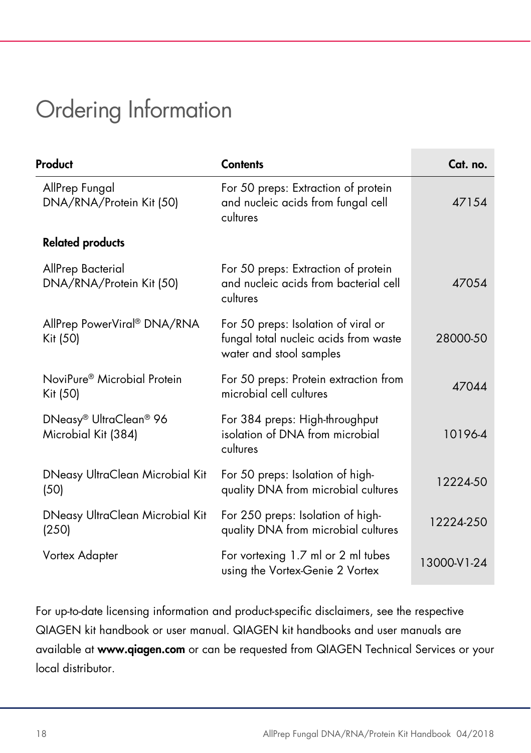# Ordering Information

| Product | Contents | Cat. no. |
|---|---|---|
| AllPrep Fungal DNA/RNA/Protein Kit (50) | For 50 preps: Extraction of protein and nucleic acids from fungal cell cultures | 47154 |
| **Related products** | | |
| AllPrep Bacterial DNA/RNA/Protein Kit (50) | For 50 preps: Extraction of protein and nucleic acids from bacterial cell cultures | 47054 |
| AllPrep PowerViral® DNA/RNA Kit (50) | For 50 preps: Isolation of viral or fungal total nucleic acids from waste water and stool samples | 28000-50 |
| NoviPure® Microbial Protein Kit (50) | For 50 preps: Protein extraction from microbial cell cultures | 47044 |
| DNeasy® UltraClean® 96 Microbial Kit (384) | For 384 preps: High-throughput isolation of DNA from microbial cultures | 10196-4 |
| DNeasy UltraClean Microbial Kit (50) | For 50 preps: Isolation of high-quality DNA from microbial cultures | 12224-50 |
| DNeasy UltraClean Microbial Kit (250) | For 250 preps: Isolation of high-quality DNA from microbial cultures | 12224-250 |
| Vortex Adapter | For vortexing 1.7 ml or 2 ml tubes using the Vortex-Genie 2 Vortex | 13000-V1-24 |

For up-to-date licensing information and product-specific disclaimers, see the respective QIAGEN kit handbook or user manual. QIAGEN kit handbooks and user manuals are available at **www.qiagen.com** or can be requested from QIAGEN Technical Services or your local distributor.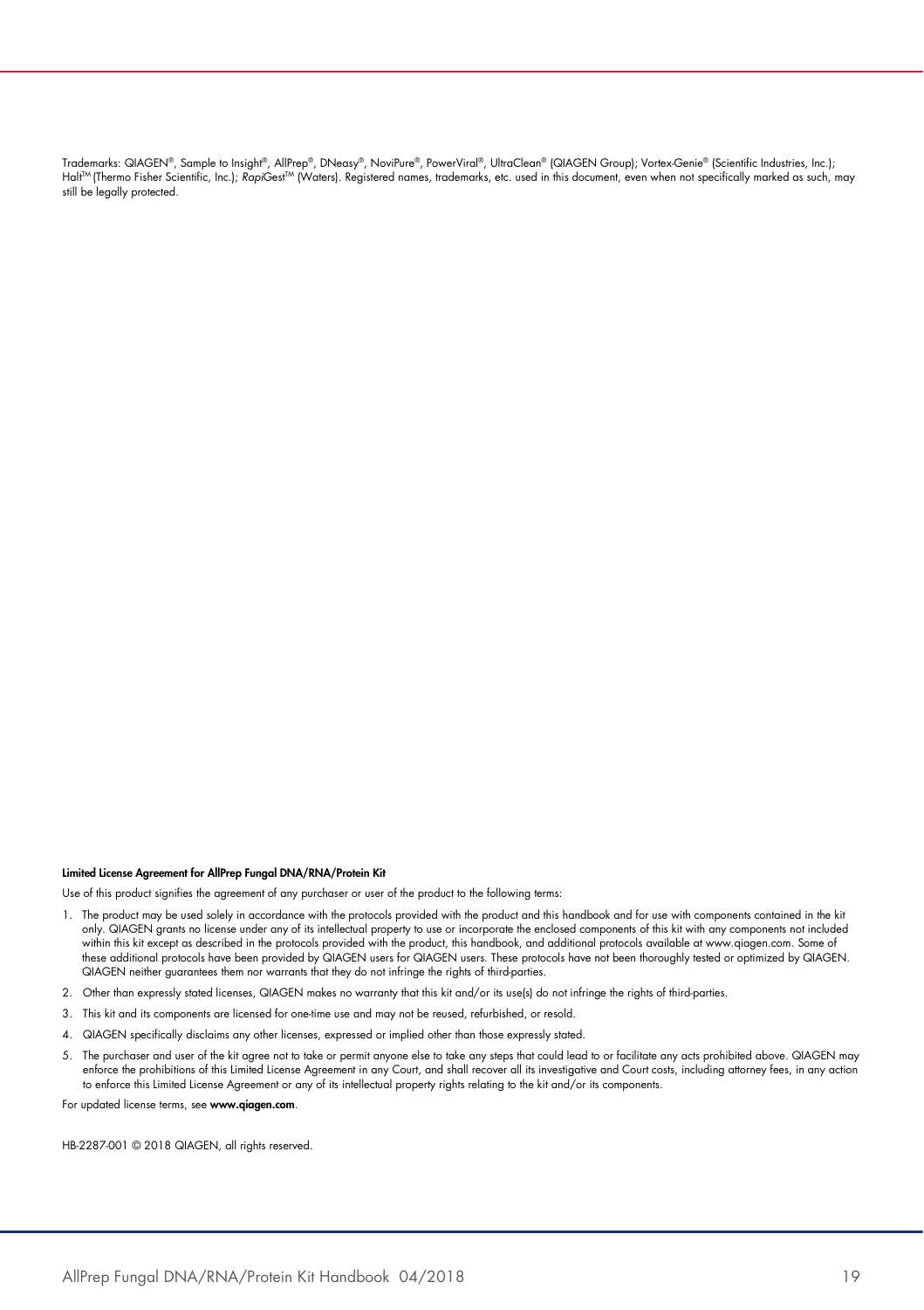Trademarks: QIAGEN®, Sample to Insight®, AllPrep®, DNeasy®, NoviPure®, PowerViral®, UltraClean® (QIAGEN Group); Vortex-Genie® (Scientific Industries, Inc.); Halt™ (Thermo Fisher Scientific, Inc.); *Rapi*Gest™ (Waters). Registered names, trademarks, etc. used in this document, even when not specifically marked as such, may still be legally protected.

**Limited License Agreement for AllPrep Fungal DNA/RNA/Protein Kit**

Use of this product signifies the agreement of any purchaser or user of the product to the following terms:

1. The product may be used solely in accordance with the protocols provided with the product and this handbook and for use with components contained in the kit only. QIAGEN grants no license under any of its intellectual property to use or incorporate the enclosed components of this kit with any components not included within this kit except as described in the protocols provided with the product, this handbook, and additional protocols available at www.qiagen.com. Some of these additional protocols have been provided by QIAGEN users for QIAGEN users. These protocols have not been thoroughly tested or optimized by QIAGEN. QIAGEN neither guarantees them nor warrants that they do not infringe the rights of third-parties.
2. Other than expressly stated licenses, QIAGEN makes no warranty that this kit and/or its use(s) do not infringe the rights of third-parties.
3. This kit and its components are licensed for one-time use and may not be reused, refurbished, or resold.
4. QIAGEN specifically disclaims any other licenses, expressed or implied other than those expressly stated.
5. The purchaser and user of the kit agree not to take or permit anyone else to take any steps that could lead to or facilitate any acts prohibited above. QIAGEN may enforce the prohibitions of this Limited License Agreement in any Court, and shall recover all its investigative and Court costs, including attorney fees, in any action to enforce this Limited License Agreement or any of its intellectual property rights relating to the kit and/or its components.

For updated license terms, see **www.qiagen.com**.

HB-2287-001 © 2018 QIAGEN, all rights reserved.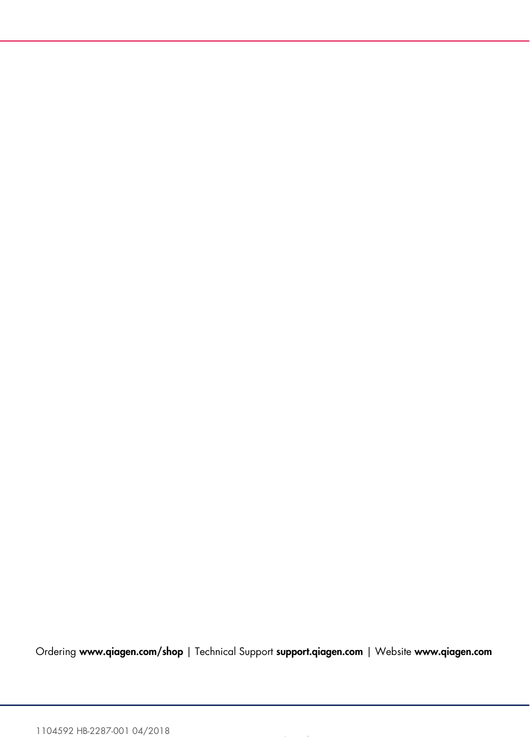Ordering **www.qiagen.com/shop** | Technical Support **support.qiagen.com** | Website **www.qiagen.com**

1104592 HB-2287-001 04/2018